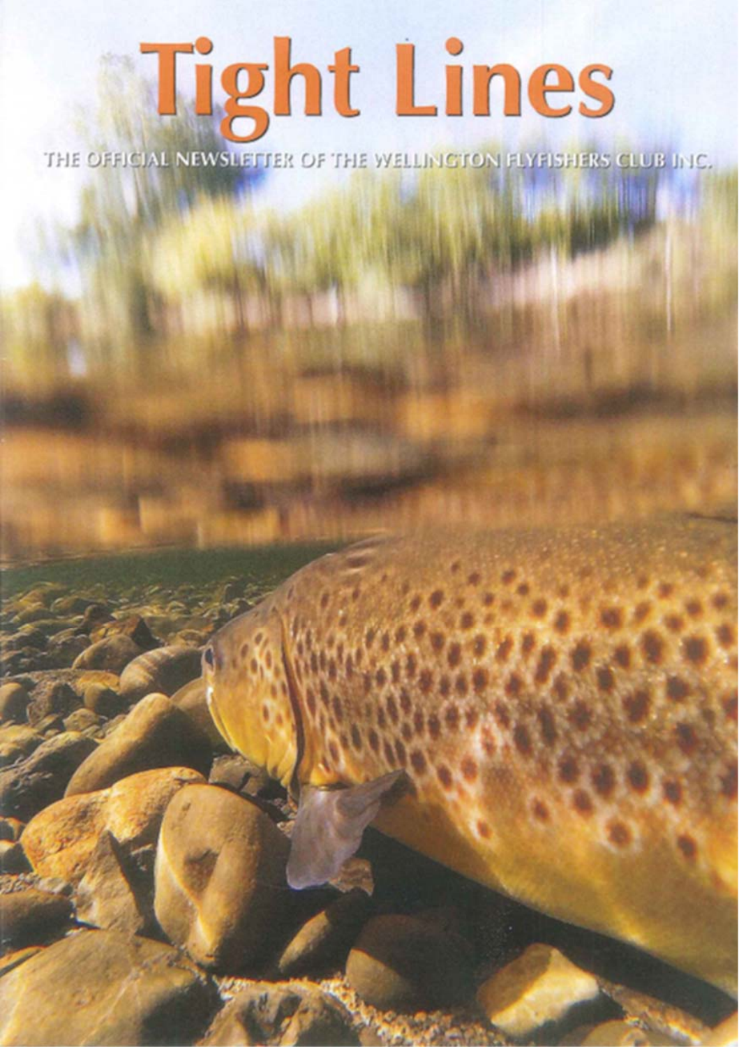# Tight Lines

THE OFFICIAL NEWSLETTER OF THE WELLINGTON FLYFISHERS CLUB INC.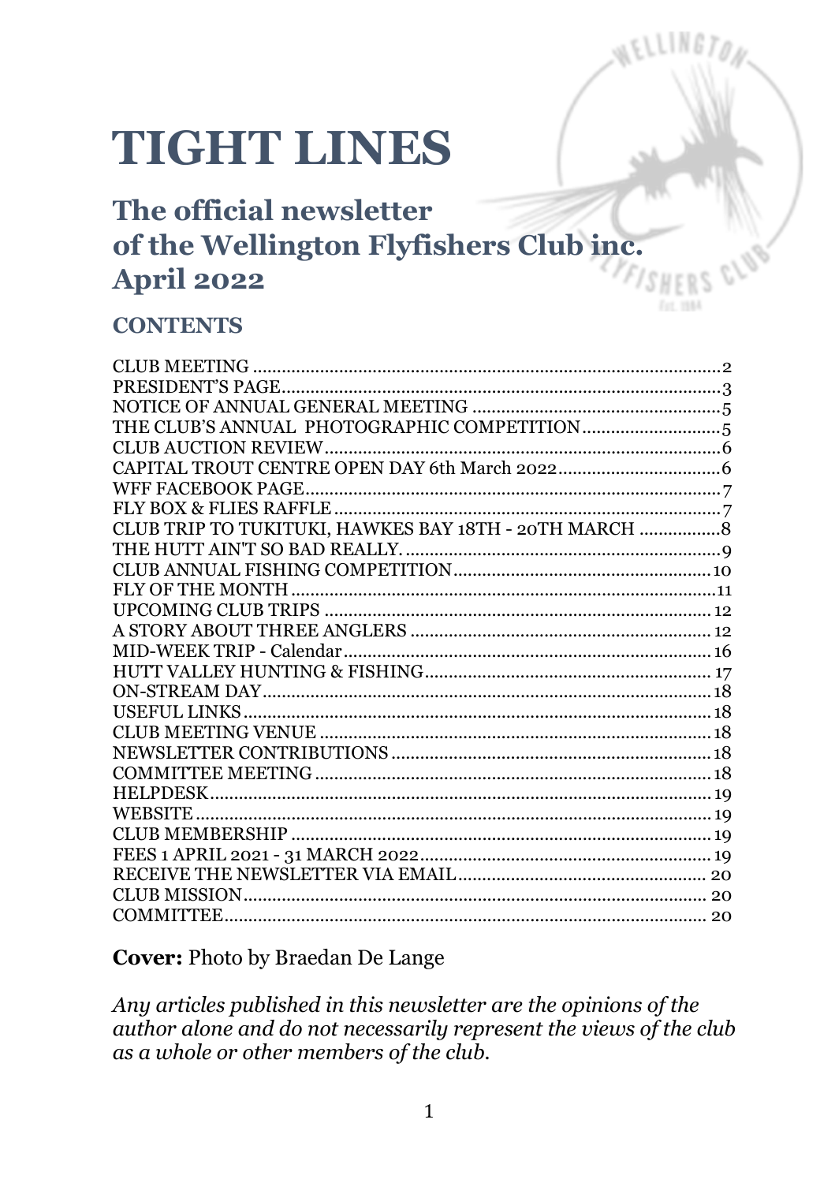# TIGHT LINES

## The official newsletter of the Wellington Flyfishers Club inc. April 2022

### CONTENTS

| | |
|---|---|
| CLUB MEETING | 2 |
| PRESIDENT'S PAGE | 3 |
| NOTICE OF ANNUAL GENERAL MEETING | 5 |
| THE CLUB'S ANNUAL PHOTOGRAPHIC COMPETITION | 5 |
| CLUB AUCTION REVIEW | 6 |
| CAPITAL TROUT CENTRE OPEN DAY 6th March 2022 | 6 |
| WFF FACEBOOK PAGE | 7 |
| FLY BOX & FLIES RAFFLE | 7 |
| CLUB TRIP TO TUKITUKI, HAWKES BAY 18TH - 20TH MARCH | 8 |
| THE HUTT AIN'T SO BAD REALLY. | 9 |
| CLUB ANNUAL FISHING COMPETITION | 10 |
| FLY OF THE MONTH | 11 |
| UPCOMING CLUB TRIPS | 12 |
| A STORY ABOUT THREE ANGLERS | 12 |
| MID-WEEK TRIP - Calendar | 16 |
| HUTT VALLEY HUNTING & FISHING | 17 |
| ON-STREAM DAY | 18 |
| USEFUL LINKS | 18 |
| CLUB MEETING VENUE | 18 |
| NEWSLETTER CONTRIBUTIONS | 18 |
| COMMITTEE MEETING | 18 |
| HELPDESK | 19 |
| WEBSITE | 19 |
| CLUB MEMBERSHIP | 19 |
| FEES 1 APRIL 2021 - 31 MARCH 2022 | 19 |
| RECEIVE THE NEWSLETTER VIA EMAIL | 20 |
| CLUB MISSION | 20 |
| COMMITTEE | 20 |

**Cover:** Photo by Braedan De Lange

*Any articles published in this newsletter are the opinions of the author alone and do not necessarily represent the views of the club as a whole or other members of the club.*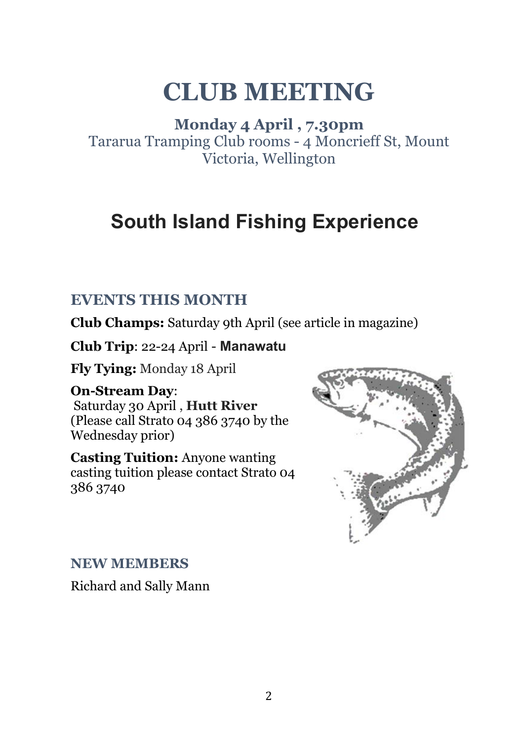# CLUB MEETING

**Monday 4 April , 7.30pm**
Tararua Tramping Club rooms - 4 Moncrieff St, Mount Victoria, Wellington

## South Island Fishing Experience

### EVENTS THIS MONTH

**Club Champs:** Saturday 9th April (see article in magazine)

**Club Trip**: 22-24 April - **Manawatu**

**Fly Tying:** Monday 18 April

**On-Stream Day**:
Saturday 30 April , **Hutt River**
(Please call Strato 04 386 3740 by the Wednesday prior)

**Casting Tuition:** Anyone wanting casting tuition please contact Strato 04 386 3740

### NEW MEMBERS

Richard and Sally Mann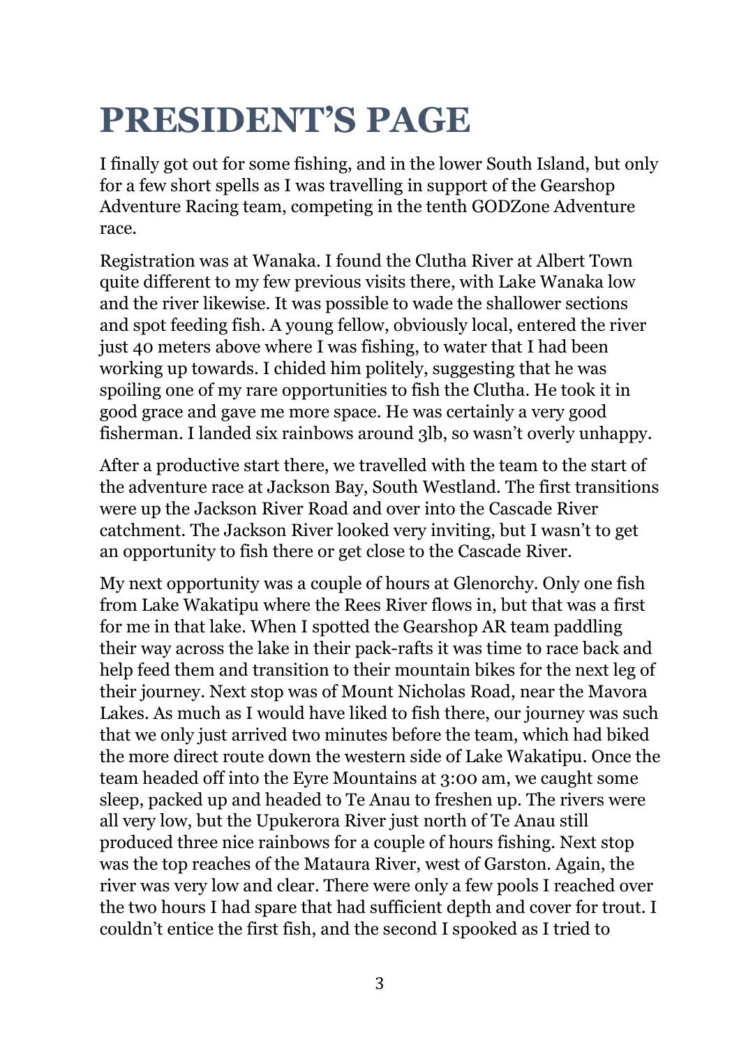# PRESIDENT'S PAGE

I finally got out for some fishing, and in the lower South Island, but only for a few short spells as I was travelling in support of the Gearshop Adventure Racing team, competing in the tenth GODZone Adventure race.

Registration was at Wanaka. I found the Clutha River at Albert Town quite different to my few previous visits there, with Lake Wanaka low and the river likewise. It was possible to wade the shallower sections and spot feeding fish. A young fellow, obviously local, entered the river just 40 meters above where I was fishing, to water that I had been working up towards. I chided him politely, suggesting that he was spoiling one of my rare opportunities to fish the Clutha. He took it in good grace and gave me more space. He was certainly a very good fisherman. I landed six rainbows around 3lb, so wasn't overly unhappy.

After a productive start there, we travelled with the team to the start of the adventure race at Jackson Bay, South Westland. The first transitions were up the Jackson River Road and over into the Cascade River catchment. The Jackson River looked very inviting, but I wasn't to get an opportunity to fish there or get close to the Cascade River.

My next opportunity was a couple of hours at Glenorchy. Only one fish from Lake Wakatipu where the Rees River flows in, but that was a first for me in that lake. When I spotted the Gearshop AR team paddling their way across the lake in their pack-rafts it was time to race back and help feed them and transition to their mountain bikes for the next leg of their journey. Next stop was of Mount Nicholas Road, near the Mavora Lakes. As much as I would have liked to fish there, our journey was such that we only just arrived two minutes before the team, which had biked the more direct route down the western side of Lake Wakatipu. Once the team headed off into the Eyre Mountains at 3:00 am, we caught some sleep, packed up and headed to Te Anau to freshen up. The rivers were all very low, but the Upukerora River just north of Te Anau still produced three nice rainbows for a couple of hours fishing. Next stop was the top reaches of the Mataura River, west of Garston. Again, the river was very low and clear. There were only a few pools I reached over the two hours I had spare that had sufficient depth and cover for trout. I couldn't entice the first fish, and the second I spooked as I tried to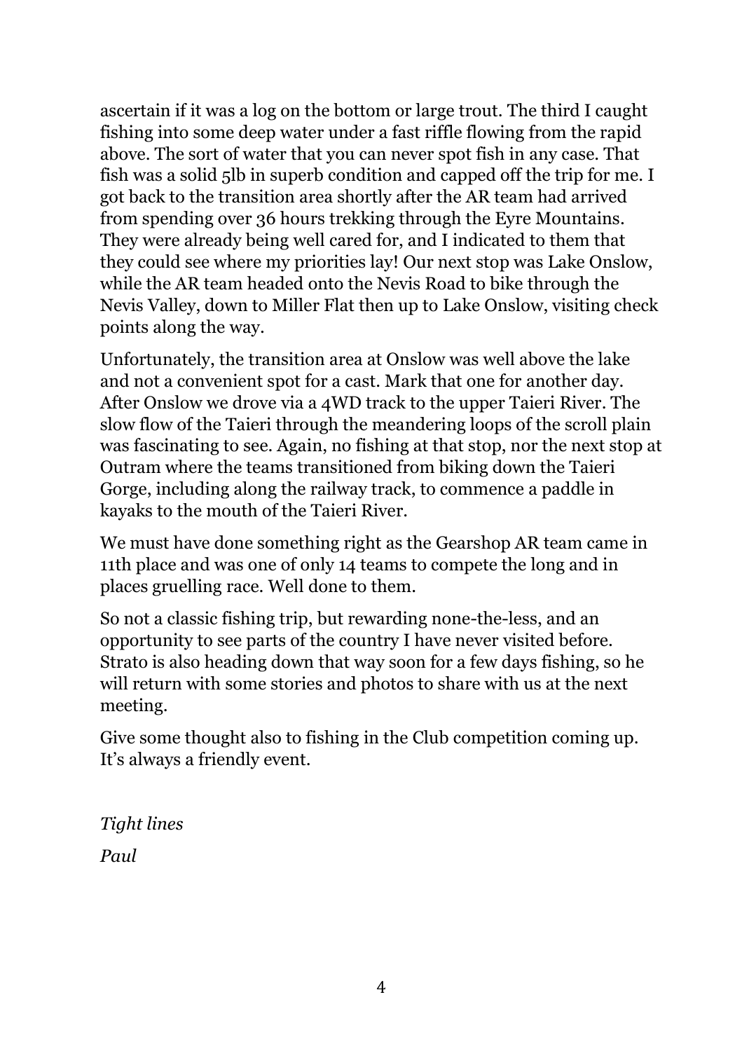ascertain if it was a log on the bottom or large trout. The third I caught fishing into some deep water under a fast riffle flowing from the rapid above. The sort of water that you can never spot fish in any case. That fish was a solid 5lb in superb condition and capped off the trip for me. I got back to the transition area shortly after the AR team had arrived from spending over 36 hours trekking through the Eyre Mountains. They were already being well cared for, and I indicated to them that they could see where my priorities lay! Our next stop was Lake Onslow, while the AR team headed onto the Nevis Road to bike through the Nevis Valley, down to Miller Flat then up to Lake Onslow, visiting check points along the way.

Unfortunately, the transition area at Onslow was well above the lake and not a convenient spot for a cast. Mark that one for another day. After Onslow we drove via a 4WD track to the upper Taieri River. The slow flow of the Taieri through the meandering loops of the scroll plain was fascinating to see. Again, no fishing at that stop, nor the next stop at Outram where the teams transitioned from biking down the Taieri Gorge, including along the railway track, to commence a paddle in kayaks to the mouth of the Taieri River.

We must have done something right as the Gearshop AR team came in 11th place and was one of only 14 teams to compete the long and in places gruelling race. Well done to them.

So not a classic fishing trip, but rewarding none-the-less, and an opportunity to see parts of the country I have never visited before. Strato is also heading down that way soon for a few days fishing, so he will return with some stories and photos to share with us at the next meeting.

Give some thought also to fishing in the Club competition coming up. It’s always a friendly event.

*Tight lines*

*Paul*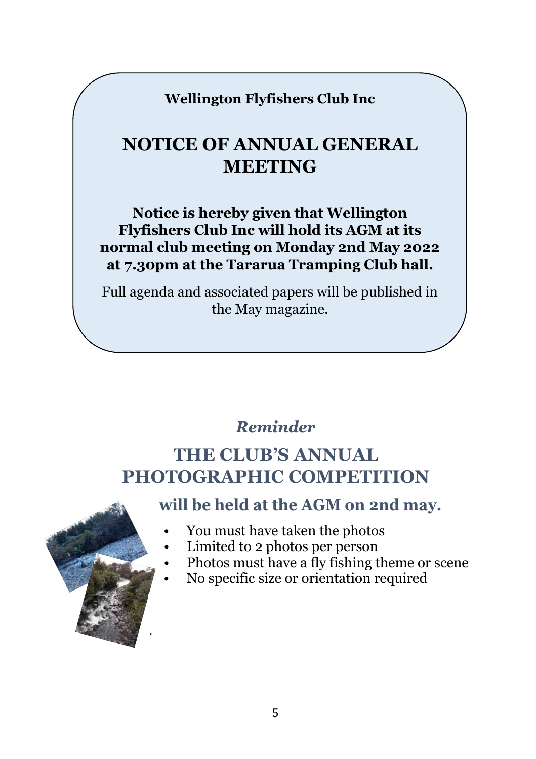**Wellington Flyfishers Club Inc**

# NOTICE OF ANNUAL GENERAL MEETING

**Notice is hereby given that Wellington Flyfishers Club Inc will hold its AGM at its normal club meeting on Monday 2nd May 2022 at 7.30pm at the Tararua Tramping Club hall.**

Full agenda and associated papers will be published in the May magazine.

***Reminder***

## THE CLUB'S ANNUAL PHOTOGRAPHIC COMPETITION

### will be held at the AGM on 2nd may.

- You must have taken the photos
- Limited to 2 photos per person
- Photos must have a fly fishing theme or scene
- No specific size or orientation required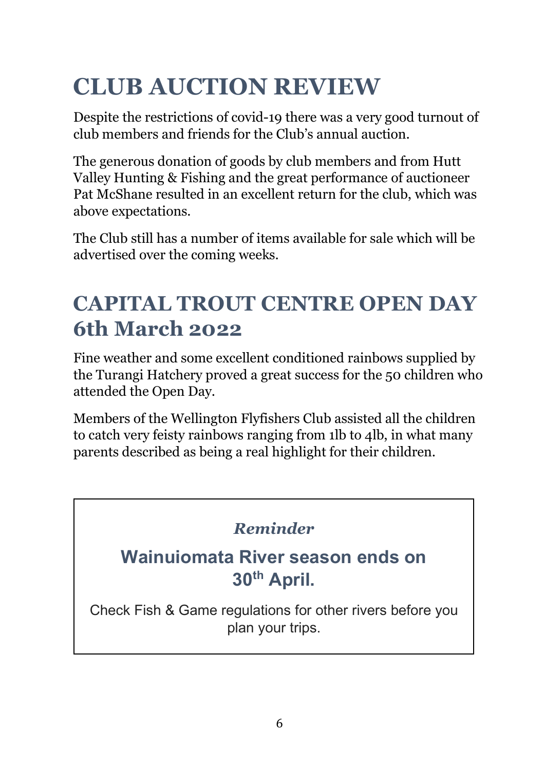# CLUB AUCTION REVIEW

Despite the restrictions of covid-19 there was a very good turnout of club members and friends for the Club's annual auction.

The generous donation of goods by club members and from Hutt Valley Hunting & Fishing and the great performance of auctioneer Pat McShane resulted in an excellent return for the club, which was above expectations.

The Club still has a number of items available for sale which will be advertised over the coming weeks.

# CAPITAL TROUT CENTRE OPEN DAY 6th March 2022

Fine weather and some excellent conditioned rainbows supplied by the Turangi Hatchery proved a great success for the 50 children who attended the Open Day.

Members of the Wellington Flyfishers Club assisted all the children to catch very feisty rainbows ranging from 1lb to 4lb, in what many parents described as being a real highlight for their children.

***Reminder***

**Wainuiomata River season ends on 30th April.**

Check Fish & Game regulations for other rivers before you plan your trips.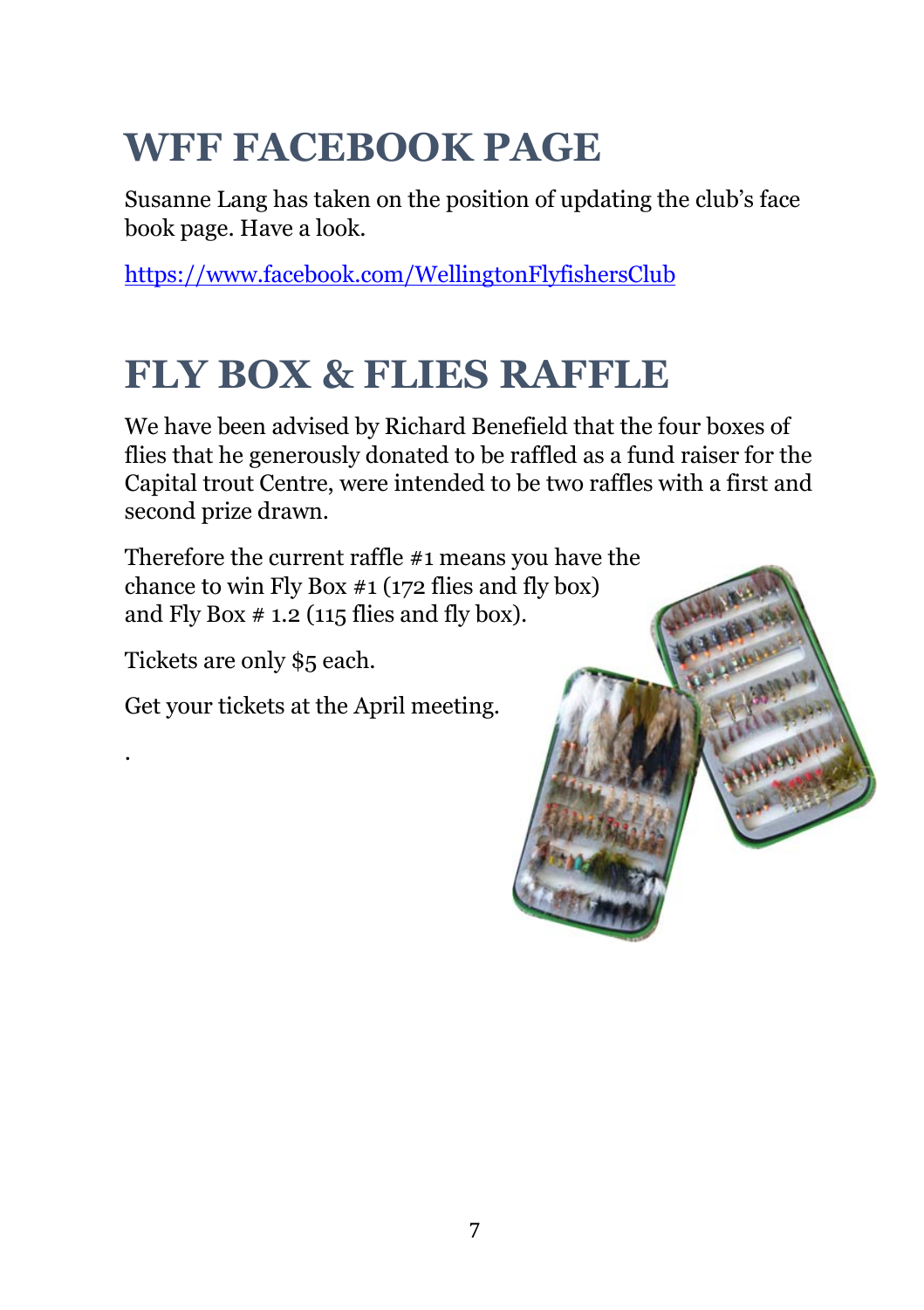# WFF FACEBOOK PAGE

Susanne Lang has taken on the position of updating the club's face book page. Have a look.

https://www.facebook.com/WellingtonFlyfishersClub

# FLY BOX & FLIES RAFFLE

We have been advised by Richard Benefield that the four boxes of flies that he generously donated to be raffled as a fund raiser for the Capital trout Centre, were intended to be two raffles with a first and second prize drawn.

Therefore the current raffle #1 means you have the chance to win Fly Box #1 (172 flies and fly box) and Fly Box # 1.2 (115 flies and fly box).

Tickets are only $5 each.

Get your tickets at the April meeting.

.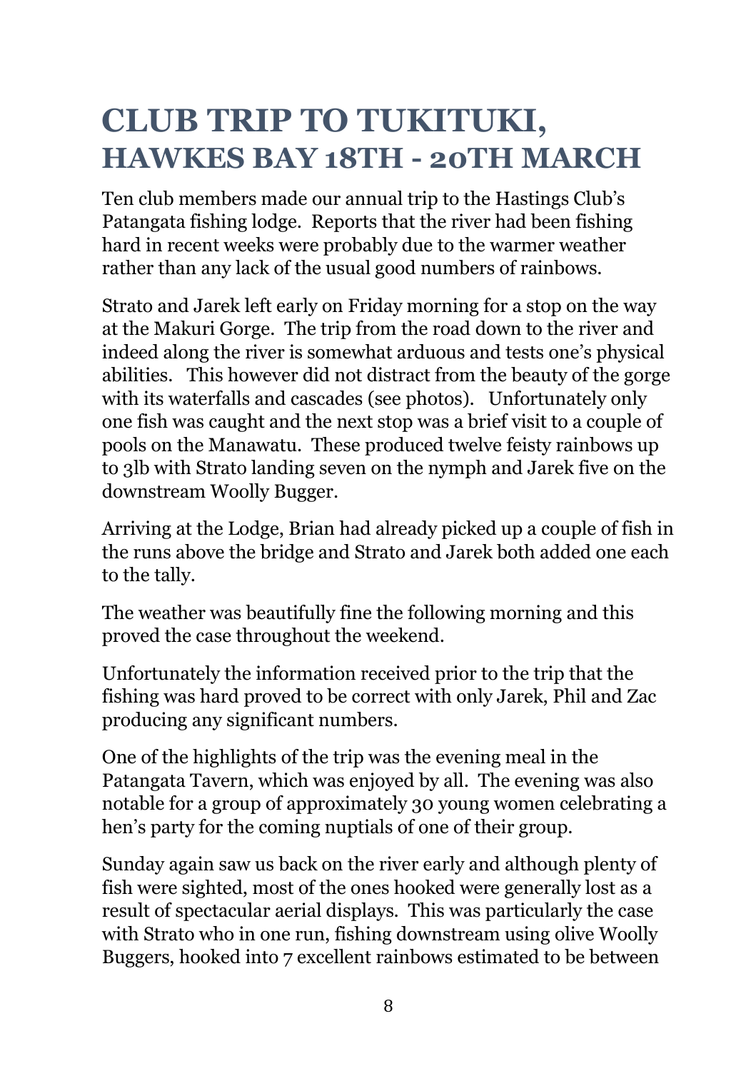# CLUB TRIP TO TUKITUKI, HAWKES BAY 18TH - 20TH MARCH

Ten club members made our annual trip to the Hastings Club's Patangata fishing lodge. Reports that the river had been fishing hard in recent weeks were probably due to the warmer weather rather than any lack of the usual good numbers of rainbows.

Strato and Jarek left early on Friday morning for a stop on the way at the Makuri Gorge. The trip from the road down to the river and indeed along the river is somewhat arduous and tests one's physical abilities. This however did not distract from the beauty of the gorge with its waterfalls and cascades (see photos). Unfortunately only one fish was caught and the next stop was a brief visit to a couple of pools on the Manawatu. These produced twelve feisty rainbows up to 3lb with Strato landing seven on the nymph and Jarek five on the downstream Woolly Bugger.

Arriving at the Lodge, Brian had already picked up a couple of fish in the runs above the bridge and Strato and Jarek both added one each to the tally.

The weather was beautifully fine the following morning and this proved the case throughout the weekend.

Unfortunately the information received prior to the trip that the fishing was hard proved to be correct with only Jarek, Phil and Zac producing any significant numbers.

One of the highlights of the trip was the evening meal in the Patangata Tavern, which was enjoyed by all. The evening was also notable for a group of approximately 30 young women celebrating a hen's party for the coming nuptials of one of their group.

Sunday again saw us back on the river early and although plenty of fish were sighted, most of the ones hooked were generally lost as a result of spectacular aerial displays. This was particularly the case with Strato who in one run, fishing downstream using olive Woolly Buggers, hooked into 7 excellent rainbows estimated to be between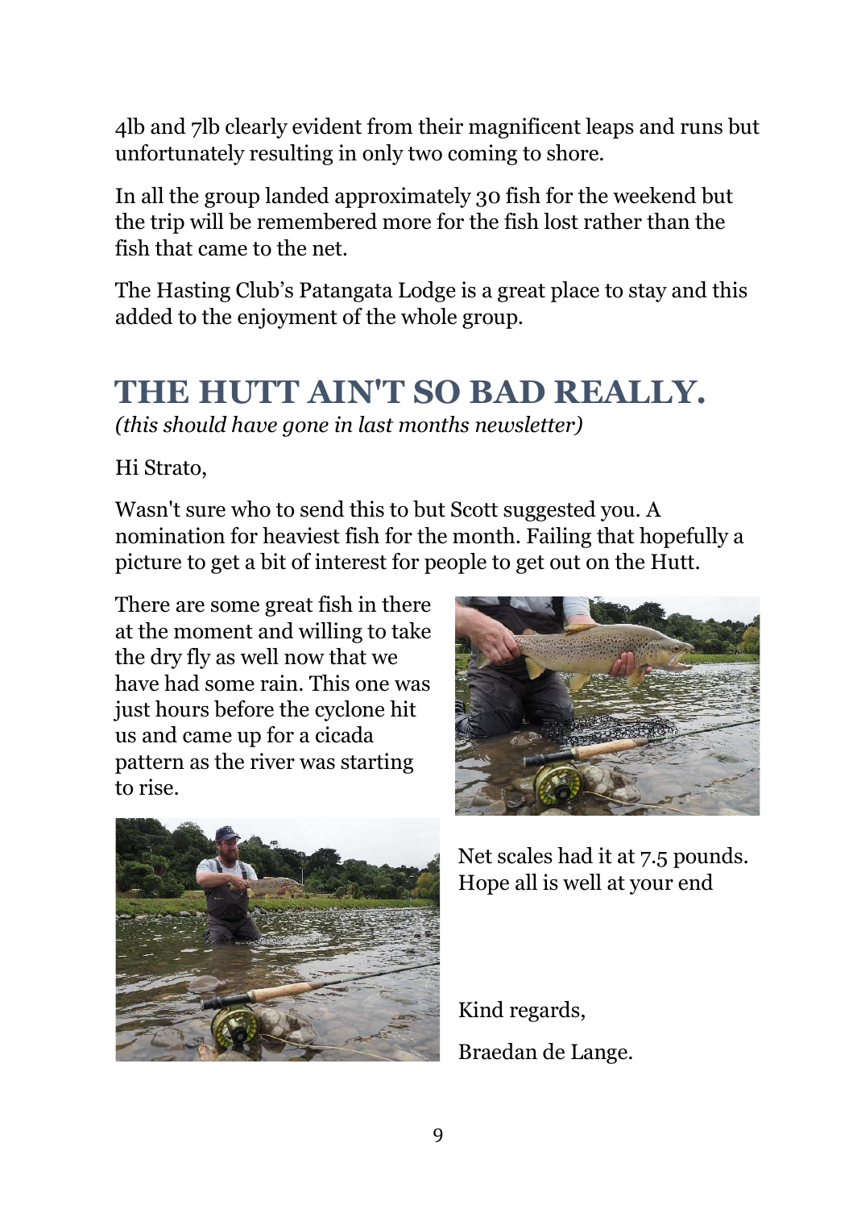4lb and 7lb clearly evident from their magnificent leaps and runs but unfortunately resulting in only two coming to shore.

In all the group landed approximately 30 fish for the weekend but the trip will be remembered more for the fish lost rather than the fish that came to the net.

The Hasting Club's Patangata Lodge is a great place to stay and this added to the enjoyment of the whole group.

# THE HUTT AIN'T SO BAD REALLY.

*(this should have gone in last months newsletter)*

Hi Strato,

Wasn't sure who to send this to but Scott suggested you. A nomination for heaviest fish for the month. Failing that hopefully a picture to get a bit of interest for people to get out on the Hutt.

There are some great fish in there at the moment and willing to take the dry fly as well now that we have had some rain. This one was just hours before the cyclone hit us and came up for a cicada pattern as the river was starting to rise.

Net scales had it at 7.5 pounds. Hope all is well at your end

Kind regards,

Braedan de Lange.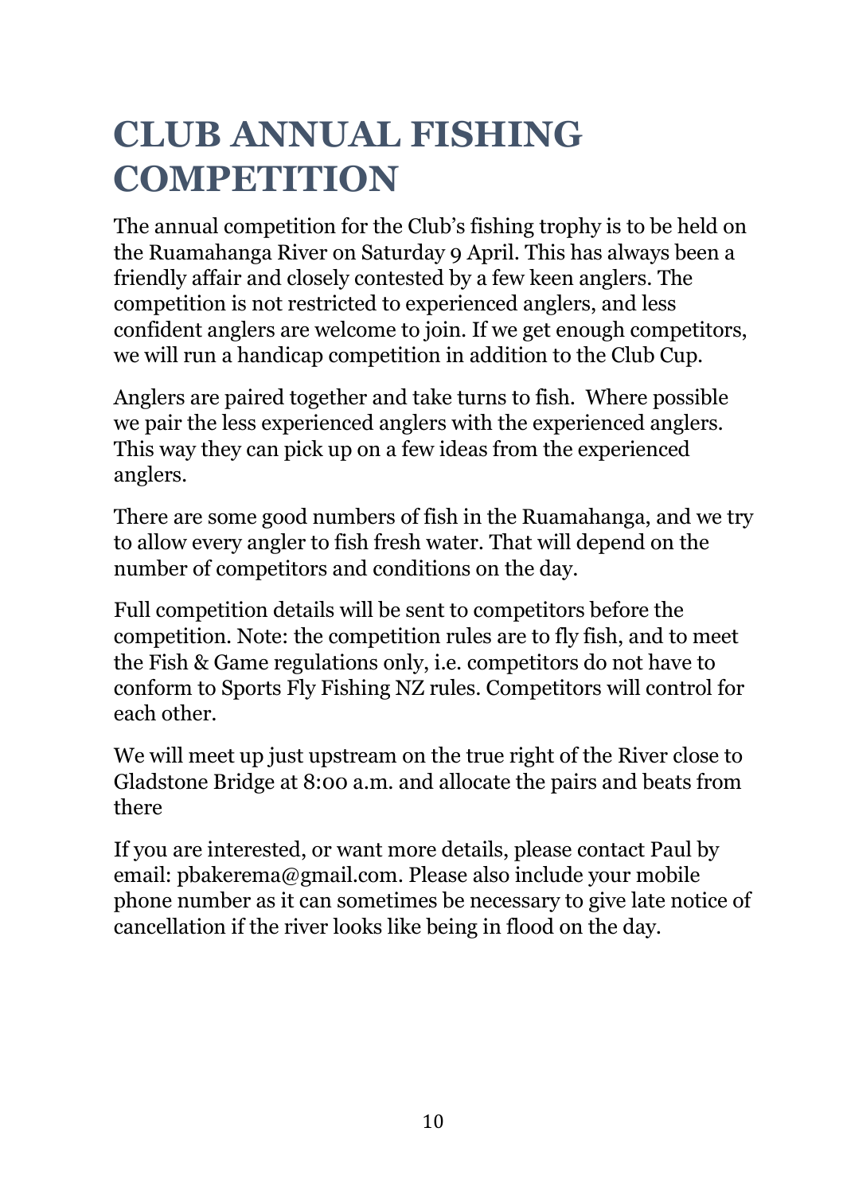# CLUB ANNUAL FISHING COMPETITION

The annual competition for the Club's fishing trophy is to be held on the Ruamahanga River on Saturday 9 April. This has always been a friendly affair and closely contested by a few keen anglers. The competition is not restricted to experienced anglers, and less confident anglers are welcome to join. If we get enough competitors, we will run a handicap competition in addition to the Club Cup.

Anglers are paired together and take turns to fish. Where possible we pair the less experienced anglers with the experienced anglers. This way they can pick up on a few ideas from the experienced anglers.

There are some good numbers of fish in the Ruamahanga, and we try to allow every angler to fish fresh water. That will depend on the number of competitors and conditions on the day.

Full competition details will be sent to competitors before the competition. Note: the competition rules are to fly fish, and to meet the Fish & Game regulations only, i.e. competitors do not have to conform to Sports Fly Fishing NZ rules. Competitors will control for each other.

We will meet up just upstream on the true right of the River close to Gladstone Bridge at 8:00 a.m. and allocate the pairs and beats from there

If you are interested, or want more details, please contact Paul by email: pbakerema@gmail.com. Please also include your mobile phone number as it can sometimes be necessary to give late notice of cancellation if the river looks like being in flood on the day.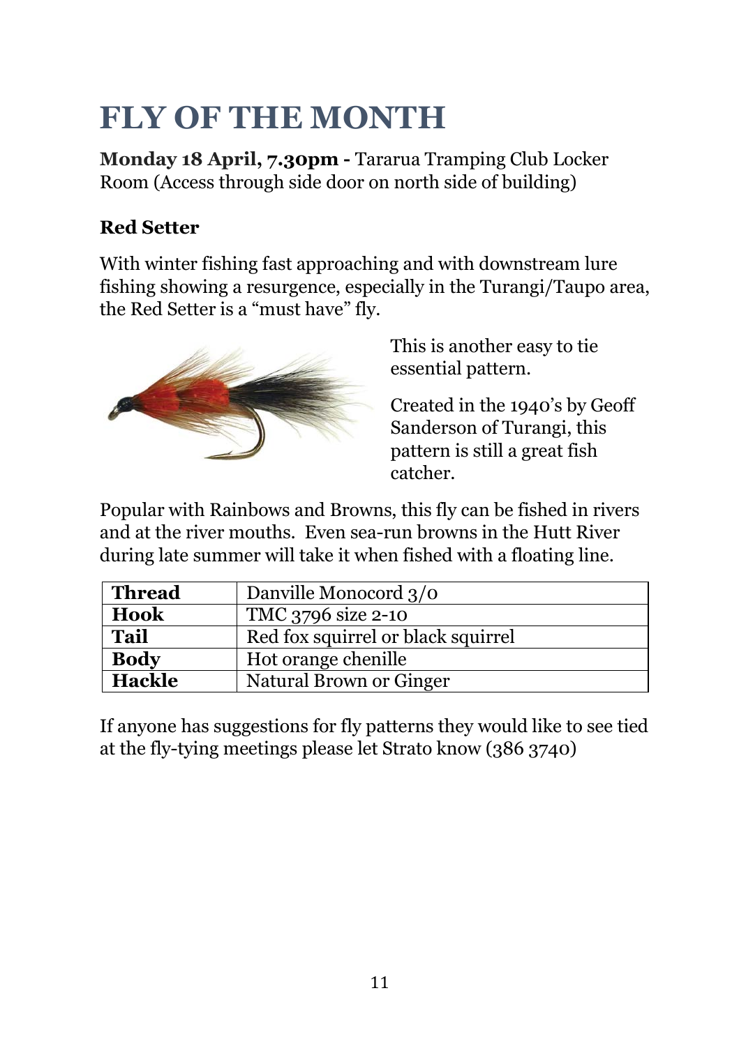# FLY OF THE MONTH

**Monday 18 April, 7.30pm -** Tararua Tramping Club Locker Room (Access through side door on north side of building)

**Red Setter**

With winter fishing fast approaching and with downstream lure fishing showing a resurgence, especially in the Turangi/Taupo area, the Red Setter is a "must have" fly.

This is another easy to tie essential pattern.

Created in the 1940's by Geoff Sanderson of Turangi, this pattern is still a great fish catcher.

Popular with Rainbows and Browns, this fly can be fished in rivers and at the river mouths. Even sea-run browns in the Hutt River during late summer will take it when fished with a floating line.

| | |
|---|---|
| **Thread** | Danville Monocord 3/0 |
| **Hook** | TMC 3796 size 2-10 |
| **Tail** | Red fox squirrel or black squirrel |
| **Body** | Hot orange chenille |
| **Hackle** | Natural Brown or Ginger |

If anyone has suggestions for fly patterns they would like to see tied at the fly-tying meetings please let Strato know (386 3740)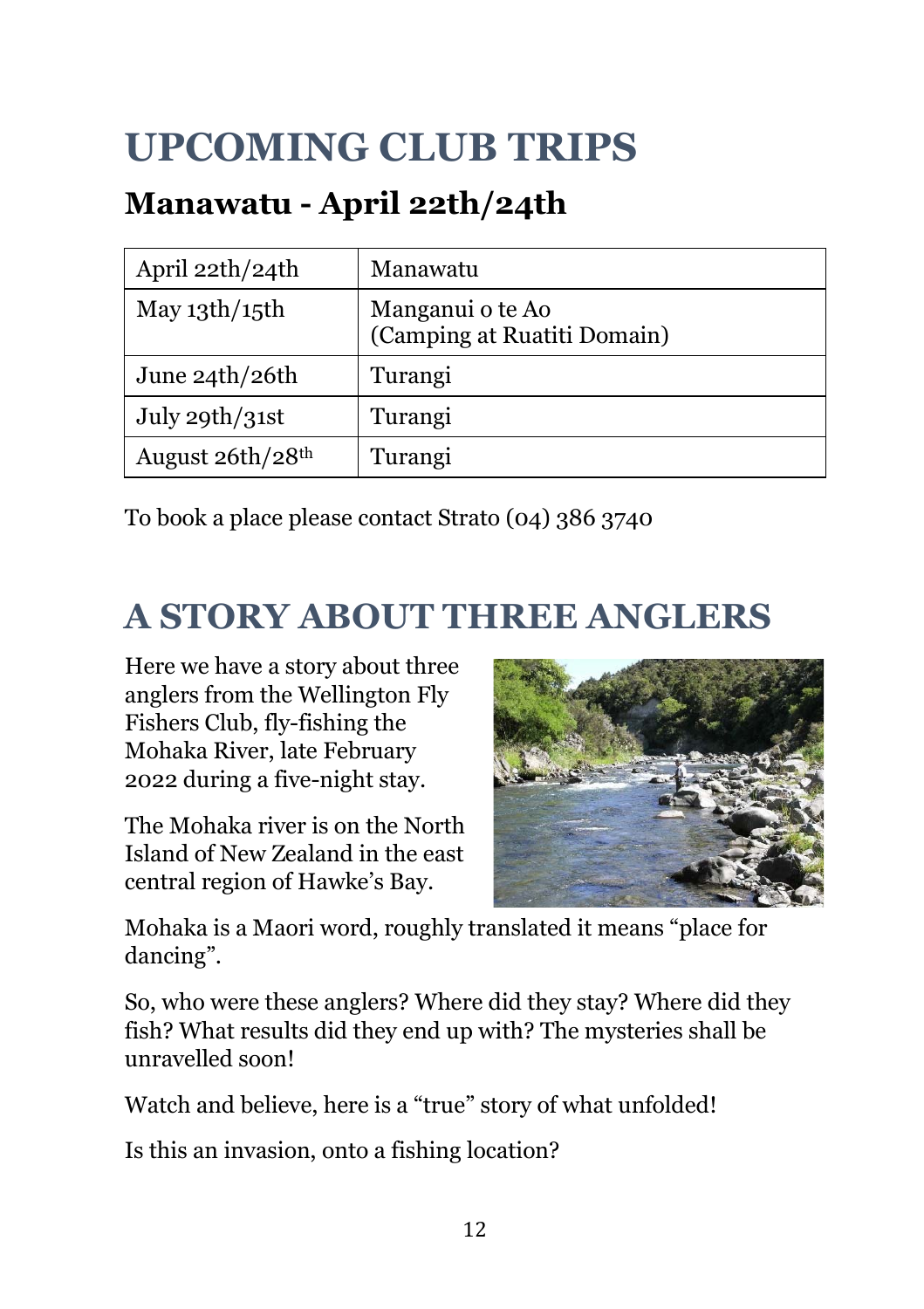# UPCOMING CLUB TRIPS

## Manawatu - April 22th/24th

| April 22th/24th | Manawatu |
|---|---|
| May 13th/15th | Manganui o te Ao (Camping at Ruatiti Domain) |
| June 24th/26th | Turangi |
| July 29th/31st | Turangi |
| August 26th/28th | Turangi |

To book a place please contact Strato (04) 386 3740

# A STORY ABOUT THREE ANGLERS

Here we have a story about three anglers from the Wellington Fly Fishers Club, fly-fishing the Mohaka River, late February 2022 during a five-night stay.

The Mohaka river is on the North Island of New Zealand in the east central region of Hawke's Bay.

Mohaka is a Maori word, roughly translated it means "place for dancing".

So, who were these anglers? Where did they stay? Where did they fish? What results did they end up with? The mysteries shall be unravelled soon!

Watch and believe, here is a "true" story of what unfolded!

Is this an invasion, onto a fishing location?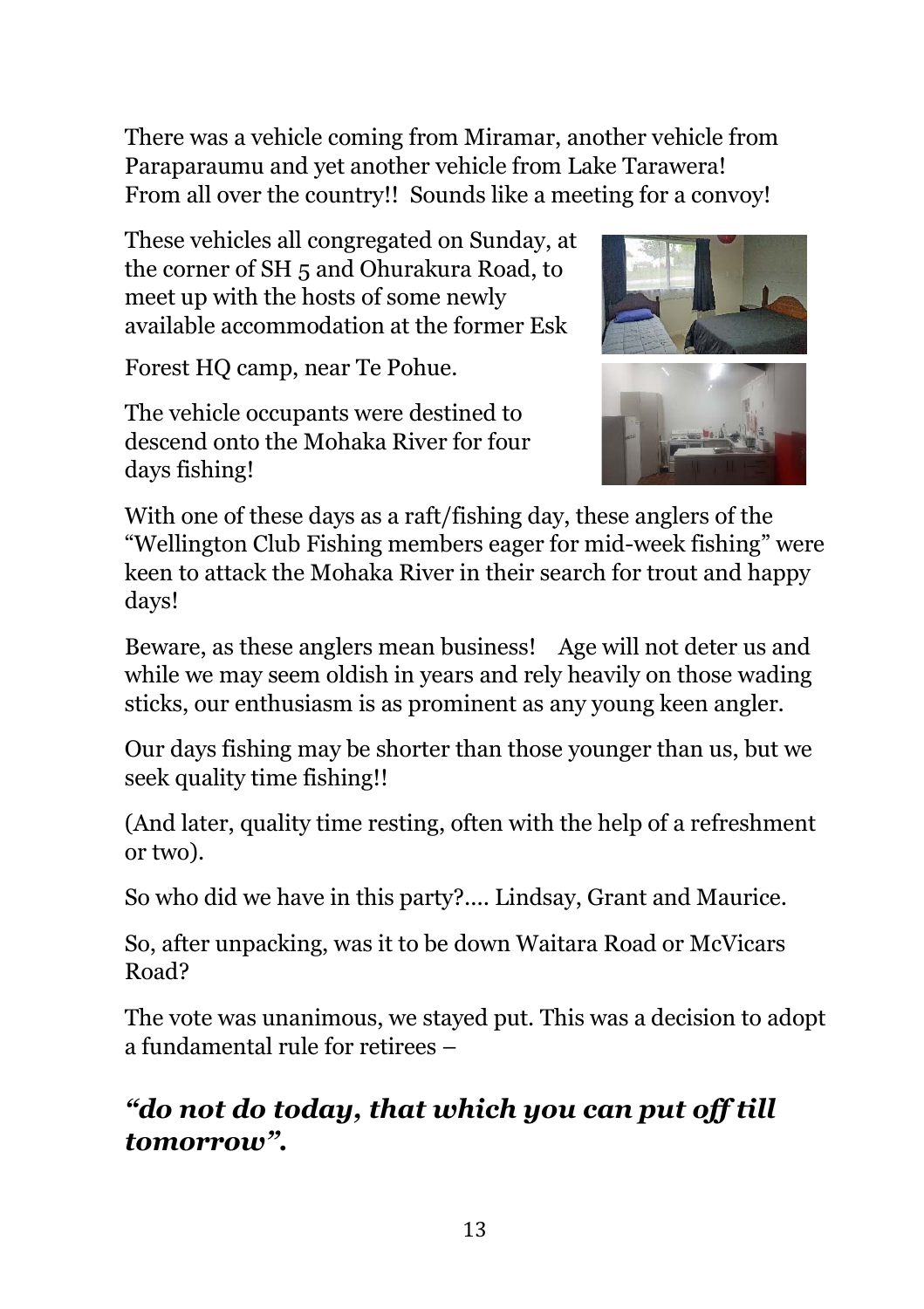There was a vehicle coming from Miramar, another vehicle from Paraparaumu and yet another vehicle from Lake Tarawera! From all over the country!! Sounds like a meeting for a convoy!

These vehicles all congregated on Sunday, at the corner of SH 5 and Ohurakura Road, to meet up with the hosts of some newly available accommodation at the former Esk Forest HQ camp, near Te Pohue.

The vehicle occupants were destined to descend onto the Mohaka River for four days fishing!

With one of these days as a raft/fishing day, these anglers of the "Wellington Club Fishing members eager for mid-week fishing" were keen to attack the Mohaka River in their search for trout and happy days!

Beware, as these anglers mean business! Age will not deter us and while we may seem oldish in years and rely heavily on those wading sticks, our enthusiasm is as prominent as any young keen angler.

Our days fishing may be shorter than those younger than us, but we seek quality time fishing!!

(And later, quality time resting, often with the help of a refreshment or two).

So who did we have in this party?.... Lindsay, Grant and Maurice.

So, after unpacking, was it to be down Waitara Road or McVicars Road?

The vote was unanimous, we stayed put. This was a decision to adopt a fundamental rule for retirees –

### ***"do not do today, that which you can put off till tomorrow".***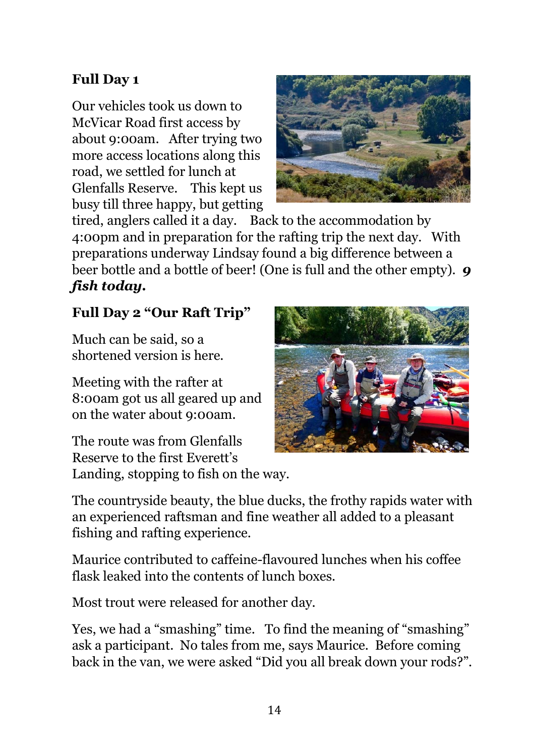**Full Day 1**

Our vehicles took us down to McVicar Road first access by about 9:00am. After trying two more access locations along this road, we settled for lunch at Glenfalls Reserve. This kept us busy till three happy, but getting tired, anglers called it a day. Back to the accommodation by 4:00pm and in preparation for the rafting trip the next day. With preparations underway Lindsay found a big difference between a beer bottle and a bottle of beer! (One is full and the other empty). ***9 fish today.***

**Full Day 2 "Our Raft Trip"**

Much can be said, so a shortened version is here.

Meeting with the rafter at 8:00am got us all geared up and on the water about 9:00am.

The route was from Glenfalls Reserve to the first Everett's Landing, stopping to fish on the way.

The countryside beauty, the blue ducks, the frothy rapids water with an experienced raftsman and fine weather all added to a pleasant fishing and rafting experience.

Maurice contributed to caffeine-flavoured lunches when his coffee flask leaked into the contents of lunch boxes.

Most trout were released for another day.

Yes, we had a "smashing" time. To find the meaning of "smashing" ask a participant. No tales from me, says Maurice. Before coming back in the van, we were asked "Did you all break down your rods?".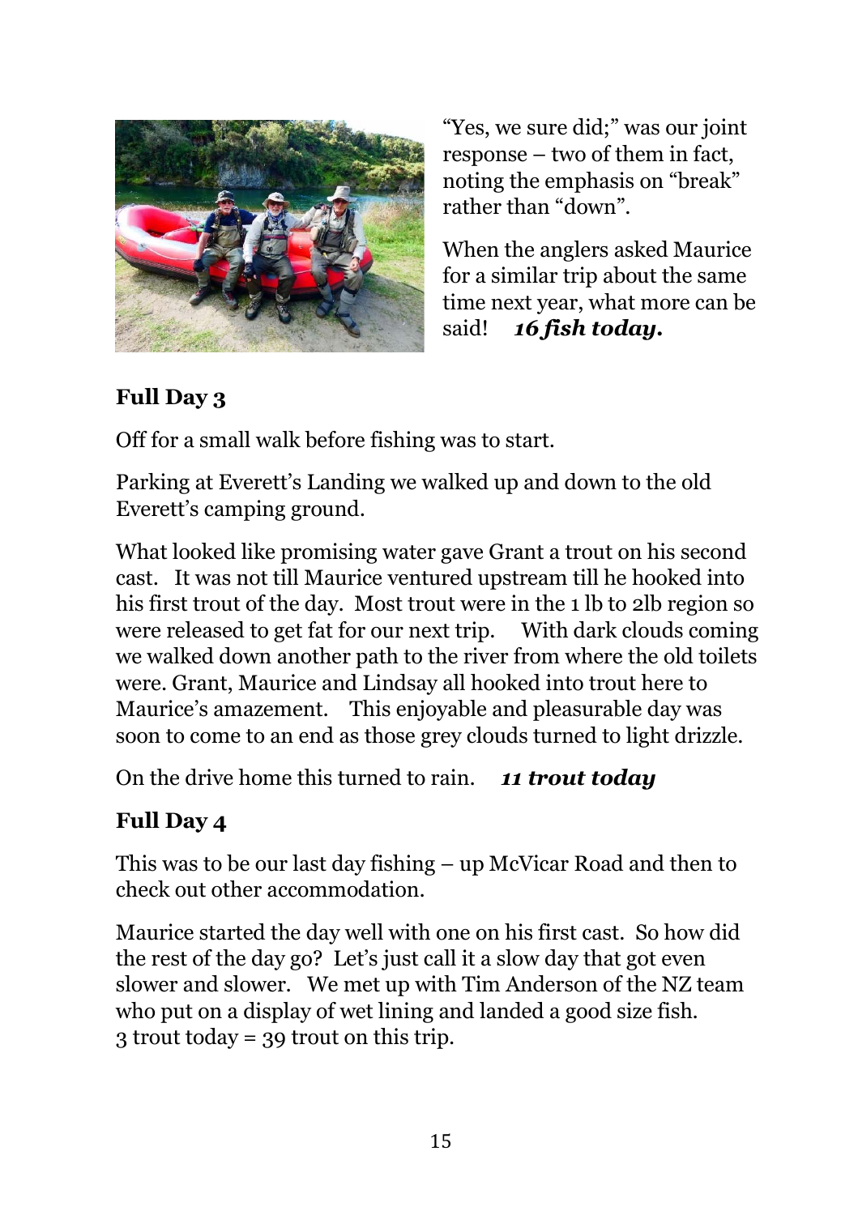"Yes, we sure did;" was our joint response – two of them in fact, noting the emphasis on "break" rather than "down".

When the anglers asked Maurice for a similar trip about the same time next year, what more can be said! ***16 fish today.***

## Full Day 3

Off for a small walk before fishing was to start.

Parking at Everett's Landing we walked up and down to the old Everett's camping ground.

What looked like promising water gave Grant a trout on his second cast. It was not till Maurice ventured upstream till he hooked into his first trout of the day. Most trout were in the 1 lb to 2lb region so were released to get fat for our next trip. With dark clouds coming we walked down another path to the river from where the old toilets were. Grant, Maurice and Lindsay all hooked into trout here to Maurice's amazement. This enjoyable and pleasurable day was soon to come to an end as those grey clouds turned to light drizzle.

On the drive home this turned to rain. ***11 trout today***

## Full Day 4

This was to be our last day fishing – up McVicar Road and then to check out other accommodation.

Maurice started the day well with one on his first cast. So how did the rest of the day go? Let's just call it a slow day that got even slower and slower. We met up with Tim Anderson of the NZ team who put on a display of wet lining and landed a good size fish.
3 trout today = 39 trout on this trip.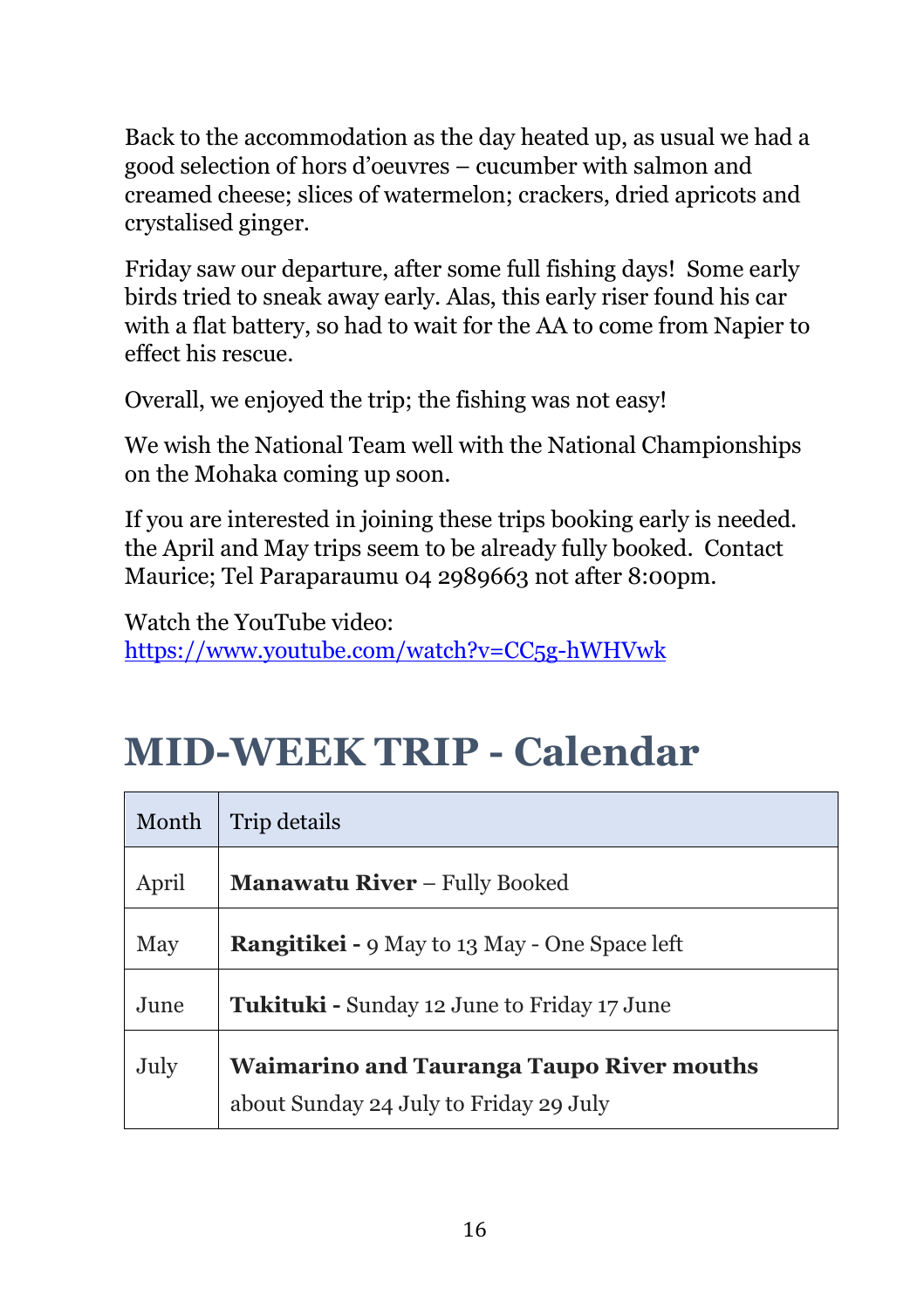Back to the accommodation as the day heated up, as usual we had a good selection of hors d'oeuvres – cucumber with salmon and creamed cheese; slices of watermelon; crackers, dried apricots and crystalised ginger.

Friday saw our departure, after some full fishing days! Some early birds tried to sneak away early. Alas, this early riser found his car with a flat battery, so had to wait for the AA to come from Napier to effect his rescue.

Overall, we enjoyed the trip; the fishing was not easy!

We wish the National Team well with the National Championships on the Mohaka coming up soon.

If you are interested in joining these trips booking early is needed. the April and May trips seem to be already fully booked. Contact Maurice; Tel Paraparaumu 04 2989663 not after 8:00pm.

Watch the YouTube video:
https://www.youtube.com/watch?v=CC5g-hWHVwk

# MID-WEEK TRIP - Calendar

| Month | Trip details |
|---|---|
| April | **Manawatu River** – Fully Booked |
| May | **Rangitikei -** 9 May to 13 May - One Space left |
| June | **Tukituki -** Sunday 12 June to Friday 17 June |
| July | **Waimarino and Tauranga Taupo River mouths** about Sunday 24 July to Friday 29 July |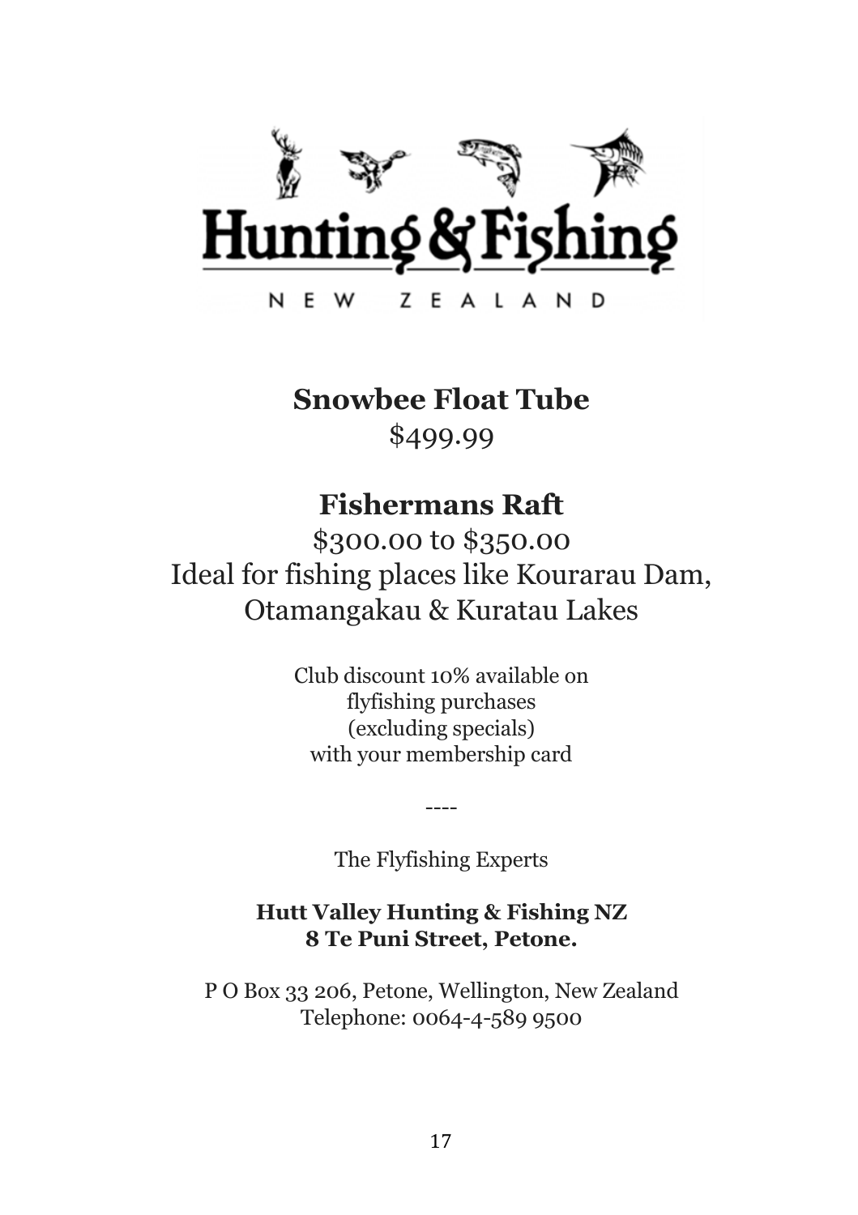Hunting & Fishing

NEW ZEALAND

## Snowbee Float Tube

$499.99

## Fishermans Raft

$300.00 to $350.00

Ideal for fishing places like Kourarau Dam, Otamangakau & Kuratau Lakes

Club discount 10% available on flyfishing purchases (excluding specials) with your membership card

----

The Flyfishing Experts

**Hutt Valley Hunting & Fishing NZ**
**8 Te Puni Street, Petone.**

P O Box 33 206, Petone, Wellington, New Zealand
Telephone: 0064-4-589 9500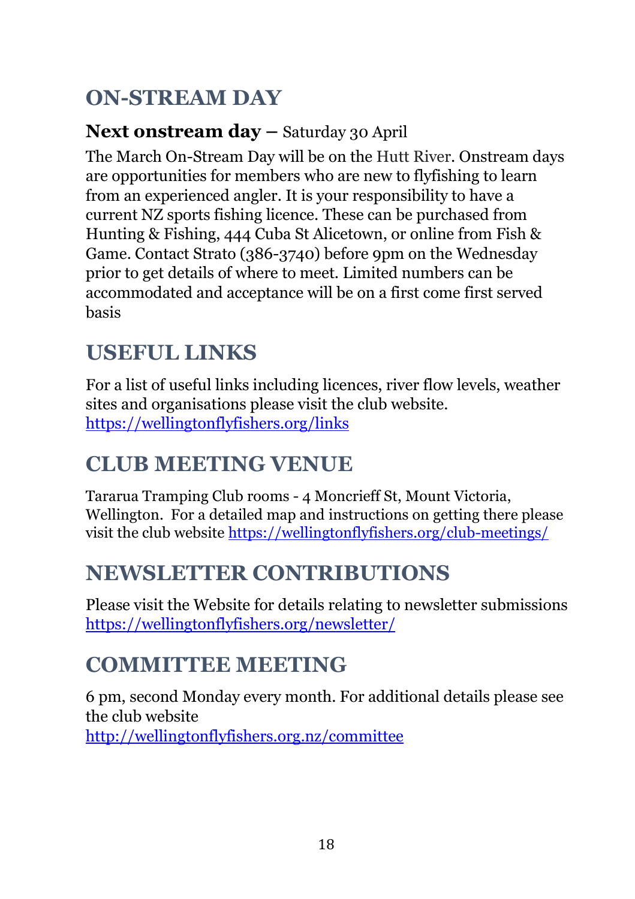# ON-STREAM DAY

### **Next onstream day –** Saturday 30 April

The March On-Stream Day will be on the Hutt River. Onstream days are opportunities for members who are new to flyfishing to learn from an experienced angler. It is your responsibility to have a current NZ sports fishing licence. These can be purchased from Hunting & Fishing, 444 Cuba St Alicetown, or online from Fish & Game. Contact Strato (386-3740) before 9pm on the Wednesday prior to get details of where to meet. Limited numbers can be accommodated and acceptance will be on a first come first served basis

# USEFUL LINKS

For a list of useful links including licences, river flow levels, weather sites and organisations please visit the club website. https://wellingtonflyfishers.org/links

# CLUB MEETING VENUE

Tararua Tramping Club rooms - 4 Moncrieff St, Mount Victoria, Wellington. For a detailed map and instructions on getting there please visit the club website https://wellingtonflyfishers.org/club-meetings/

# NEWSLETTER CONTRIBUTIONS

Please visit the Website for details relating to newsletter submissions https://wellingtonflyfishers.org/newsletter/

# COMMITTEE MEETING

6 pm, second Monday every month. For additional details please see the club website http://wellingtonflyfishers.org.nz/committee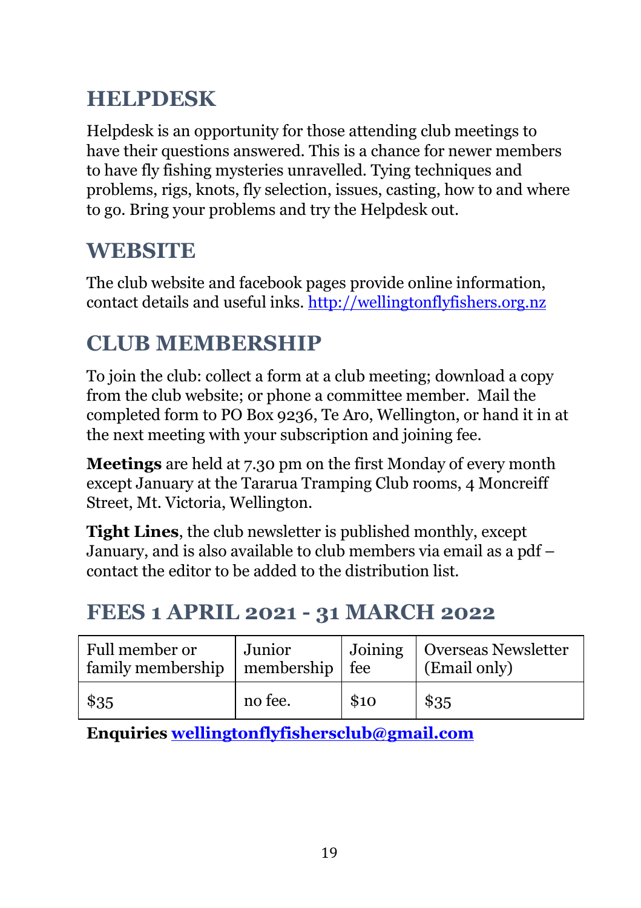## HELPDESK

Helpdesk is an opportunity for those attending club meetings to have their questions answered. This is a chance for newer members to have fly fishing mysteries unravelled. Tying techniques and problems, rigs, knots, fly selection, issues, casting, how to and where to go. Bring your problems and try the Helpdesk out.

## WEBSITE

The club website and facebook pages provide online information, contact details and useful inks. http://wellingtonflyfishers.org.nz

## CLUB MEMBERSHIP

To join the club: collect a form at a club meeting; download a copy from the club website; or phone a committee member. Mail the completed form to PO Box 9236, Te Aro, Wellington, or hand it in at the next meeting with your subscription and joining fee.

**Meetings** are held at 7.30 pm on the first Monday of every month except January at the Tararua Tramping Club rooms, 4 Moncreiff Street, Mt. Victoria, Wellington.

**Tight Lines**, the club newsletter is published monthly, except January, and is also available to club members via email as a pdf – contact the editor to be added to the distribution list.

## FEES 1 APRIL 2021 - 31 MARCH 2022

| Full member or family membership | Junior membership | Joining fee | Overseas Newsletter (Email only) |
|---|---|---|---|
| $35 | no fee. | $10 | $35 |

**Enquiries wellingtonflyfishersclub@gmail.com**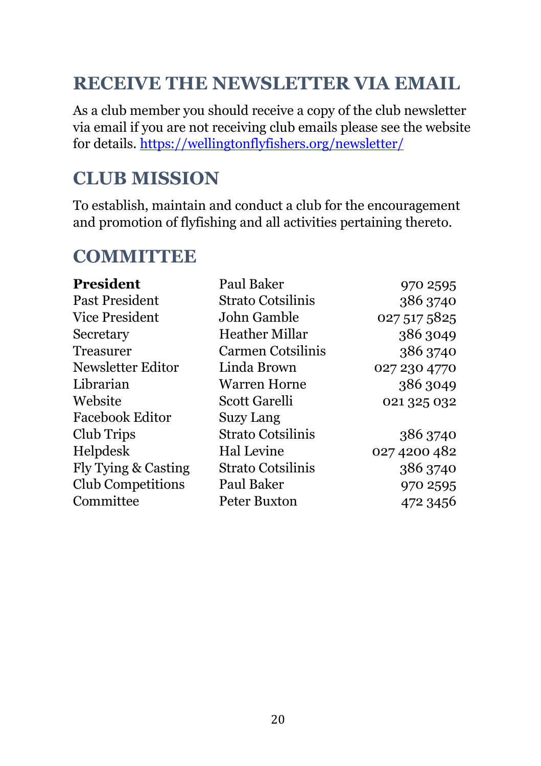## RECEIVE THE NEWSLETTER VIA EMAIL

As a club member you should receive a copy of the club newsletter via email if you are not receiving club emails please see the website for details. https://wellingtonflyfishers.org/newsletter/

## CLUB MISSION

To establish, maintain and conduct a club for the encouragement and promotion of flyfishing and all activities pertaining thereto.

## COMMITTEE

| **President** | Paul Baker | 970 2595 |
|---|---|---|
| Past President | Strato Cotsilinis | 386 3740 |
| Vice President | John Gamble | 027 517 5825 |
| Secretary | Heather Millar | 386 3049 |
| Treasurer | Carmen Cotsilinis | 386 3740 |
| Newsletter Editor | Linda Brown | 027 230 4770 |
| Librarian | Warren Horne | 386 3049 |
| Website | Scott Garelli | 021 325 032 |
| Facebook Editor | Suzy Lang | |
| Club Trips | Strato Cotsilinis | 386 3740 |
| Helpdesk | Hal Levine | 027 4200 482 |
| Fly Tying & Casting | Strato Cotsilinis | 386 3740 |
| Club Competitions | Paul Baker | 970 2595 |
| Committee | Peter Buxton | 472 3456 |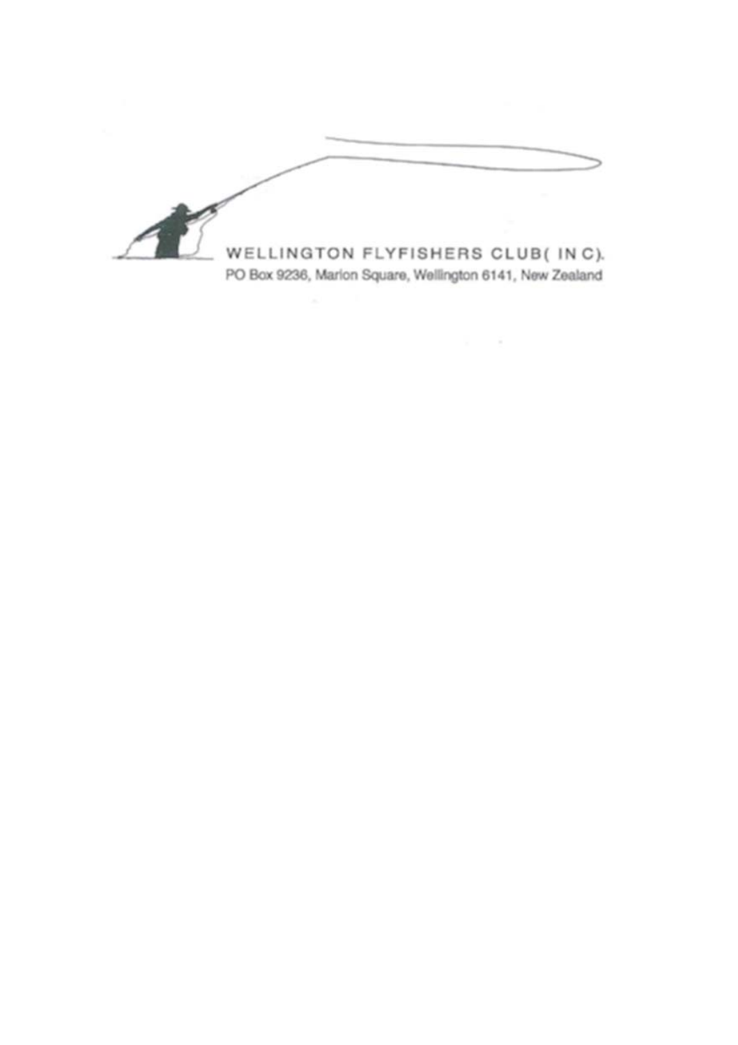WELLINGTON FLYFISHERS CLUB( IN C).

PO Box 9236, Marion Square, Wellington 6141, New Zealand